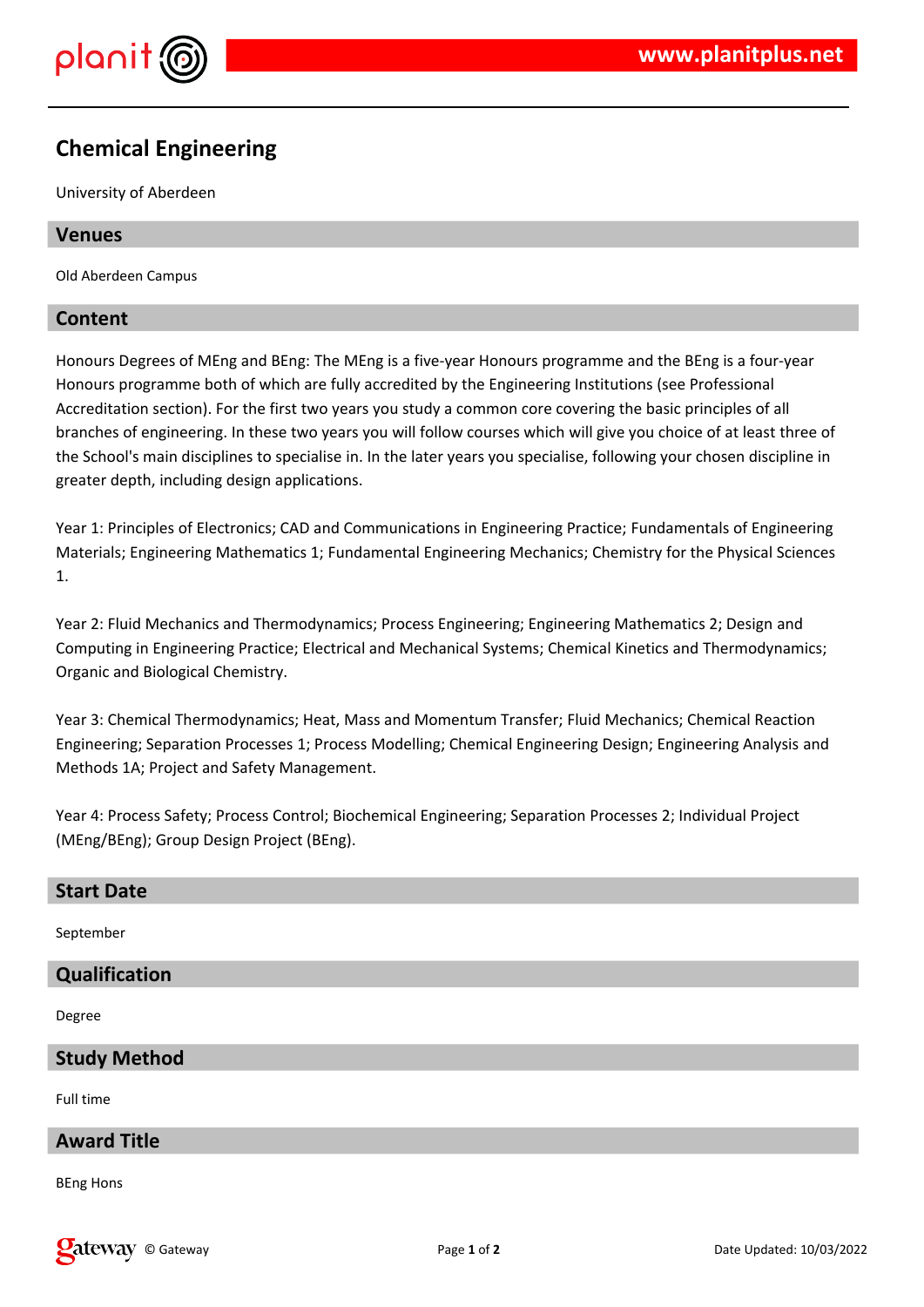# Chemical Engineering

University of Aberdeen

## Venues

Old Aberdeen Campus

## Content

Honours Degrees of MEng and BEng: The MEng is a five-year Honours programme and the BEng is a four-year Honours programme both of which are fully accredited by the Engineering Institutions (see Professional Accreditation section). For the first two years you study a common core covering the basic principles of all branches of engineering. In these two years you will follow courses which will give you choice of at least three of the School's main disciplines to specialise in. In the later years you specialise, following your chosen discipline in greater depth, including design applications.

Year 1: Principles of Electronics; CAD and Communications in Engineering Practice; Fundamentals of Engineering Materials; Engineering Mathematics 1; Fundamental Engineering Mechanics; Chemistry for the Physical Sciences 1.

Year 2: Fluid Mechanics and Thermodynamics; Process Engineering; Engineering Mathematics 2; Design and Computing in Engineering Practice; Electrical and Mechanical Systems; Chemical Kinetics and Thermodynamics; Organic and Biological Chemistry.

Year 3: Chemical Thermodynamics; Heat, Mass and Momentum Transfer; Fluid Mechanics; Chemical Reaction Engineering; Separation Processes 1; Process Modelling; Chemical Engineering Design; Engineering Analysis and Methods 1A; Project and Safety Management.

Year 4: Process Safety; Process Control; Biochemical Engineering; Separation Processes 2; Individual Project (MEng/BEng); Group Design Project (BEng).

## Start Date

September

## Qualification

Degree

## Study Method

Full time

## Award Title

BEng Hons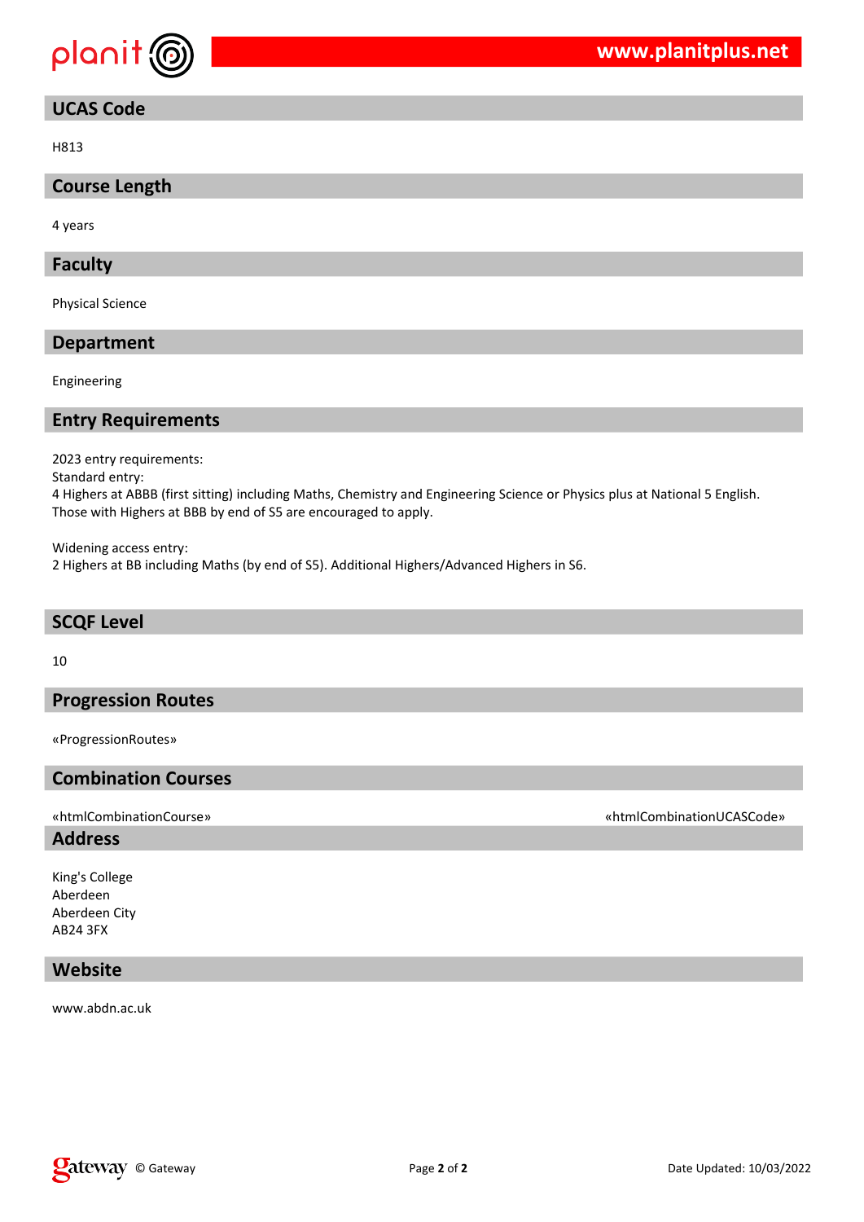## UCAS Code

H813

## Course Length

4 years

## Faculty

Physical Science

## Department

Engineering

## Entry Requirements

2023 entry requirements:
Standard entry:
4 Highers at ABBB (first sitting) including Maths, Chemistry and Engineering Science or Physics plus at National 5 English.
Those with Highers at BBB by end of S5 are encouraged to apply.

Widening access entry:
2 Highers at BB including Maths (by end of S5). Additional Highers/Advanced Highers in S6.

## SCQF Level

10

## Progression Routes

«ProgressionRoutes»

## Combination Courses

«htmlCombinationCourse» «htmlCombinationUCASCode»

## Address

King's College
Aberdeen
Aberdeen City
AB24 3FX

## Website

www.abdn.ac.uk